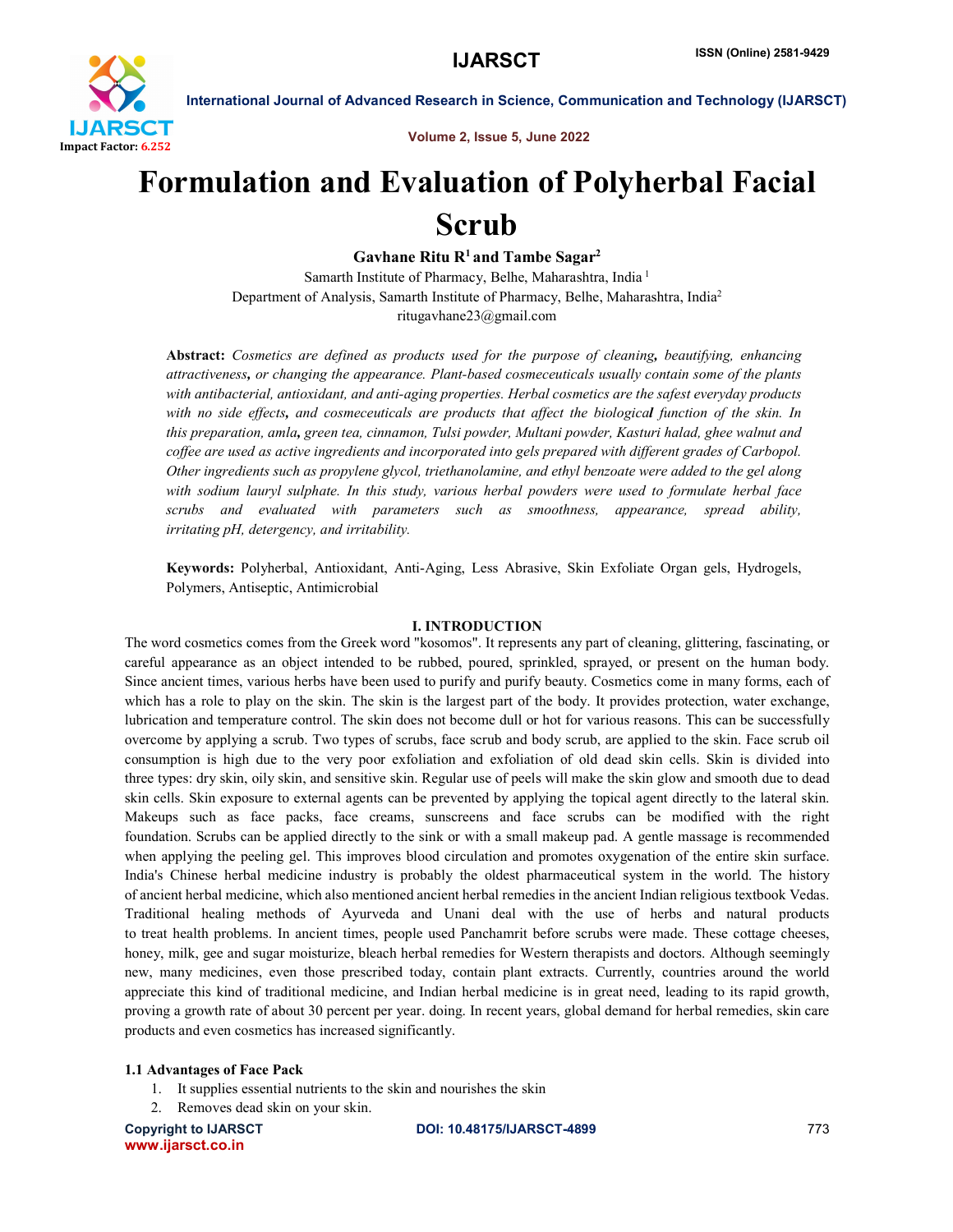# Formulation and Evaluation of Polyherbal Facial Scrub

**Gavhane Ritu R[1] and Tambe Sagar[2]**

Samarth Institute of Pharmacy, Belhe, Maharashtra, India [1]
Department of Analysis, Samarth Institute of Pharmacy, Belhe, Maharashtra, India[2]
ritugavhane23@gmail.com

**Abstract:** *Cosmetics are defined as products used for the purpose of cleaning, beautifying, enhancing attractiveness, or changing the appearance. Plant-based cosmeceuticals usually contain some of the plants with antibacterial, antioxidant, and anti-aging properties. Herbal cosmetics are the safest everyday products with no side effects, and cosmeceuticals are products that affect the biological function of the skin. In this preparation, amla, green tea, cinnamon, Tulsi powder, Multani powder, Kasturi halad, ghee walnut and coffee are used as active ingredients and incorporated into gels prepared with different grades of Carbopol. Other ingredients such as propylene glycol, triethanolamine, and ethyl benzoate were added to the gel along with sodium lauryl sulphate. In this study, various herbal powders were used to formulate herbal face scrubs and evaluated with parameters such as smoothness, appearance, spread ability, irritating pH, detergency, and irritability.*

**Keywords:** Polyherbal, Antioxidant, Anti-Aging, Less Abrasive, Skin Exfoliate Organ gels, Hydrogels, Polymers, Antiseptic, Antimicrobial

## I. INTRODUCTION

The word cosmetics comes from the Greek word "kosomos". It represents any part of cleaning, glittering, fascinating, or careful appearance as an object intended to be rubbed, poured, sprinkled, sprayed, or present on the human body. Since ancient times, various herbs have been used to purify and purify beauty. Cosmetics come in many forms, each of which has a role to play on the skin. The skin is the largest part of the body. It provides protection, water exchange, lubrication and temperature control. The skin does not become dull or hot for various reasons. This can be successfully overcome by applying a scrub. Two types of scrubs, face scrub and body scrub, are applied to the skin. Face scrub oil consumption is high due to the very poor exfoliation and exfoliation of old dead skin cells. Skin is divided into three types: dry skin, oily skin, and sensitive skin. Regular use of peels will make the skin glow and smooth due to dead skin cells. Skin exposure to external agents can be prevented by applying the topical agent directly to the lateral skin. Makeups such as face packs, face creams, sunscreens and face scrubs can be modified with the right foundation. Scrubs can be applied directly to the sink or with a small makeup pad. A gentle massage is recommended when applying the peeling gel. This improves blood circulation and promotes oxygenation of the entire skin surface. India's Chinese herbal medicine industry is probably the oldest pharmaceutical system in the world. The history of ancient herbal medicine, which also mentioned ancient herbal remedies in the ancient Indian religious textbook Vedas. Traditional healing methods of Ayurveda and Unani deal with the use of herbs and natural products to treat health problems. In ancient times, people used Panchamrit before scrubs were made. These cottage cheeses, honey, milk, gee and sugar moisturize, bleach herbal remedies for Western therapists and doctors. Although seemingly new, many medicines, even those prescribed today, contain plant extracts. Currently, countries around the world appreciate this kind of traditional medicine, and Indian herbal medicine is in great need, leading to its rapid growth, proving a growth rate of about 30 percent per year. doing. In recent years, global demand for herbal remedies, skin care products and even cosmetics has increased significantly.

### 1.1 Advantages of Face Pack

1. It supplies essential nutrients to the skin and nourishes the skin
2. Removes dead skin on your skin.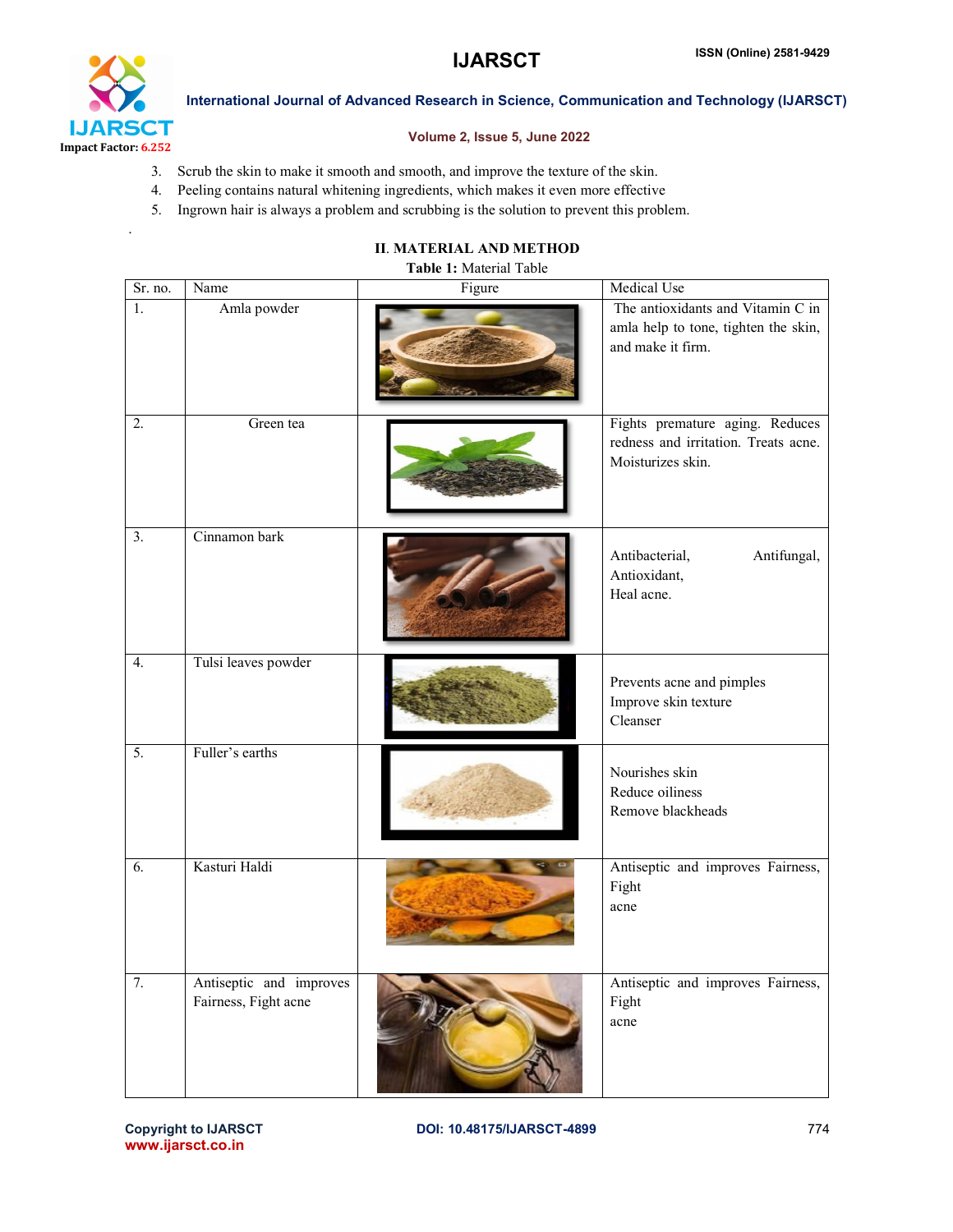3. Scrub the skin to make it smooth and smooth, and improve the texture of the skin.
4. Peeling contains natural whitening ingredients, which makes it even more effective
5. Ingrown hair is always a problem and scrubbing is the solution to prevent this problem.

## II. MATERIAL AND METHOD

**Table 1:** Material Table

| Sr. no. | Name | Figure | Medical Use |
|---|---|---|---|
| 1. | Amla powder | | The antioxidants and Vitamin C in amla help to tone, tighten the skin, and make it firm. |
| 2. | Green tea | | Fights premature aging. Reduces redness and irritation. Treats acne. Moisturizes skin. |
| 3. | Cinnamon bark | | Antibacterial, Antifungal, Antioxidant, Heal acne. |
| 4. | Tulsi leaves powder | | Prevents acne and pimples Improve skin texture Cleanser |
| 5. | Fuller's earths | | Nourishes skin Reduce oiliness Remove blackheads |
| 6. | Kasturi Haldi | | Antiseptic and improves Fairness, Fight acne |
| 7. | Antiseptic and improves Fairness, Fight acne | | Antiseptic and improves Fairness, Fight acne |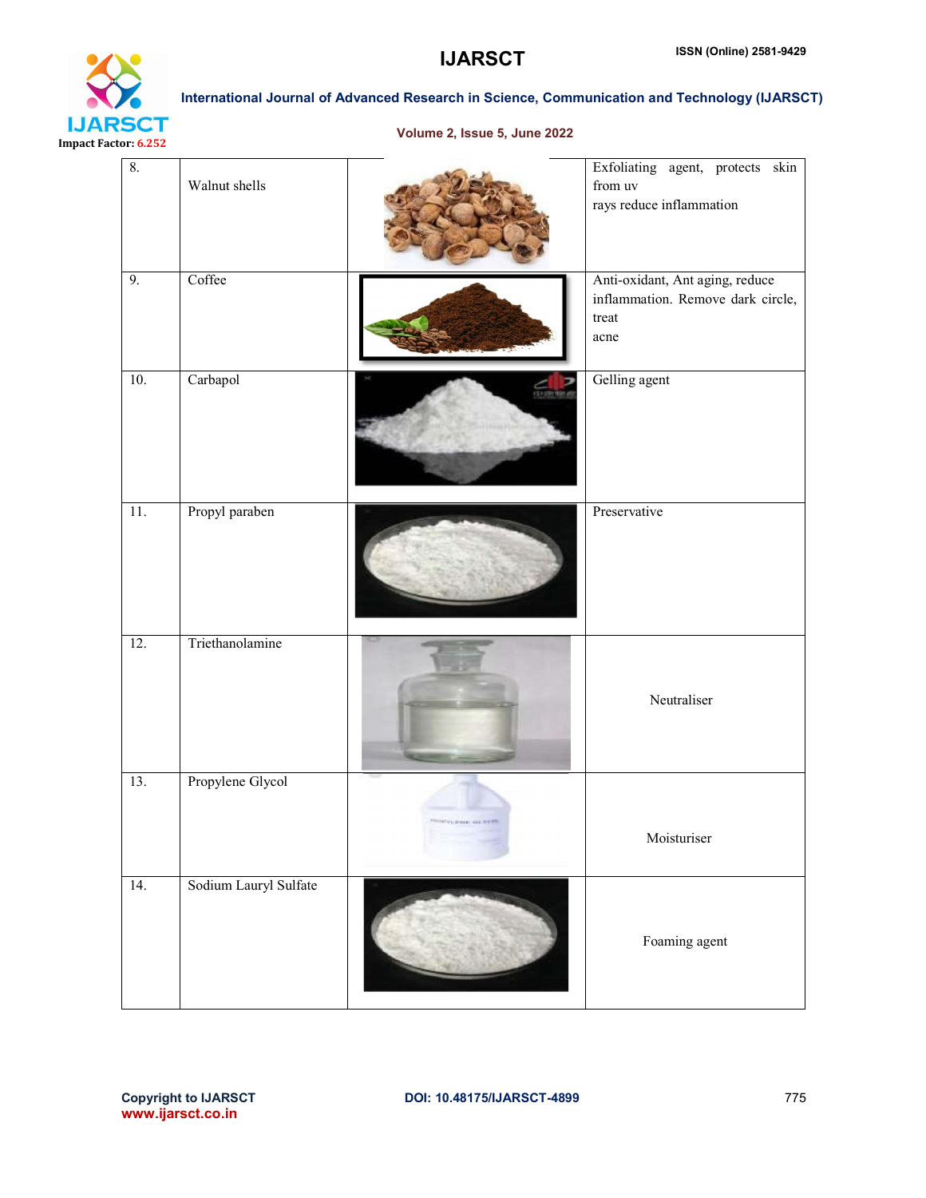| 8. | Walnut shells | | Exfoliating agent, protects skin from uv rays reduce inflammation |
|---|---|---|---|
| 9. | Coffee | | Anti-oxidant, Ant aging, reduce inflammation. Remove dark circle, treat acne |
| 10. | Carbapol | | Gelling agent |
| 11. | Propyl paraben | | Preservative |
| 12. | Triethanolamine | | Neutraliser |
| 13. | Propylene Glycol | | Moisturiser |
| 14. | Sodium Lauryl Sulfate | | Foaming agent |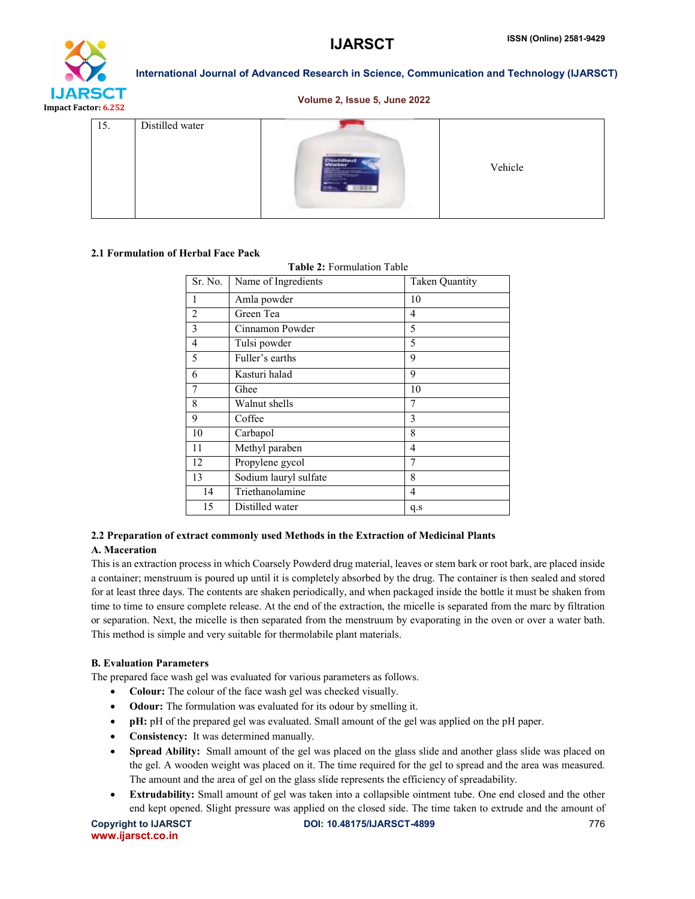| 15. | Distilled water | | Vehicle |
|---|---|---|---|

### 2.1 Formulation of Herbal Face Pack

**Table 2:** Formulation Table

| Sr. No. | Name of Ingredients | Taken Quantity |
|---|---|---|
| 1 | Amla powder | 10 |
| 2 | Green Tea | 4 |
| 3 | Cinnamon Powder | 5 |
| 4 | Tulsi powder | 5 |
| 5 | Fuller's earths | 9 |
| 6 | Kasturi halad | 9 |
| 7 | Ghee | 10 |
| 8 | Walnut shells | 7 |
| 9 | Coffee | 3 |
| 10 | Carbapol | 8 |
| 11 | Methyl paraben | 4 |
| 12 | Propylene gycol | 7 |
| 13 | Sodium lauryl sulfate | 8 |
| 14 | Triethanolamine | 4 |
| 15 | Distilled water | q.s |

### 2.2 Preparation of extract commonly used Methods in the Extraction of Medicinal Plants

**A. Maceration**

This is an extraction process in which Coarsely Powderd drug material, leaves or stem bark or root bark, are placed inside a container; menstruum is poured up until it is completely absorbed by the drug. The container is then sealed and stored for at least three days. The contents are shaken periodically, and when packaged inside the bottle it must be shaken from time to time to ensure complete release. At the end of the extraction, the micelle is separated from the marc by filtration or separation. Next, the micelle is then separated from the menstruum by evaporating in the oven or over a water bath. This method is simple and very suitable for thermolabile plant materials.

**B. Evaluation Parameters**

The prepared face wash gel was evaluated for various parameters as follows.

- **Colour:** The colour of the face wash gel was checked visually.
- **Odour:** The formulation was evaluated for its odour by smelling it.
- **pH:** pH of the prepared gel was evaluated. Small amount of the gel was applied on the pH paper.
- **Consistency:** It was determined manually.
- **Spread Ability:** Small amount of the gel was placed on the glass slide and another glass slide was placed on the gel. A wooden weight was placed on it. The time required for the gel to spread and the area was measured. The amount and the area of gel on the glass slide represents the efficiency of spreadability.
- **Extrudability:** Small amount of gel was taken into a collapsible ointment tube. One end closed and the other end kept opened. Slight pressure was applied on the closed side. The time taken to extrude and the amount of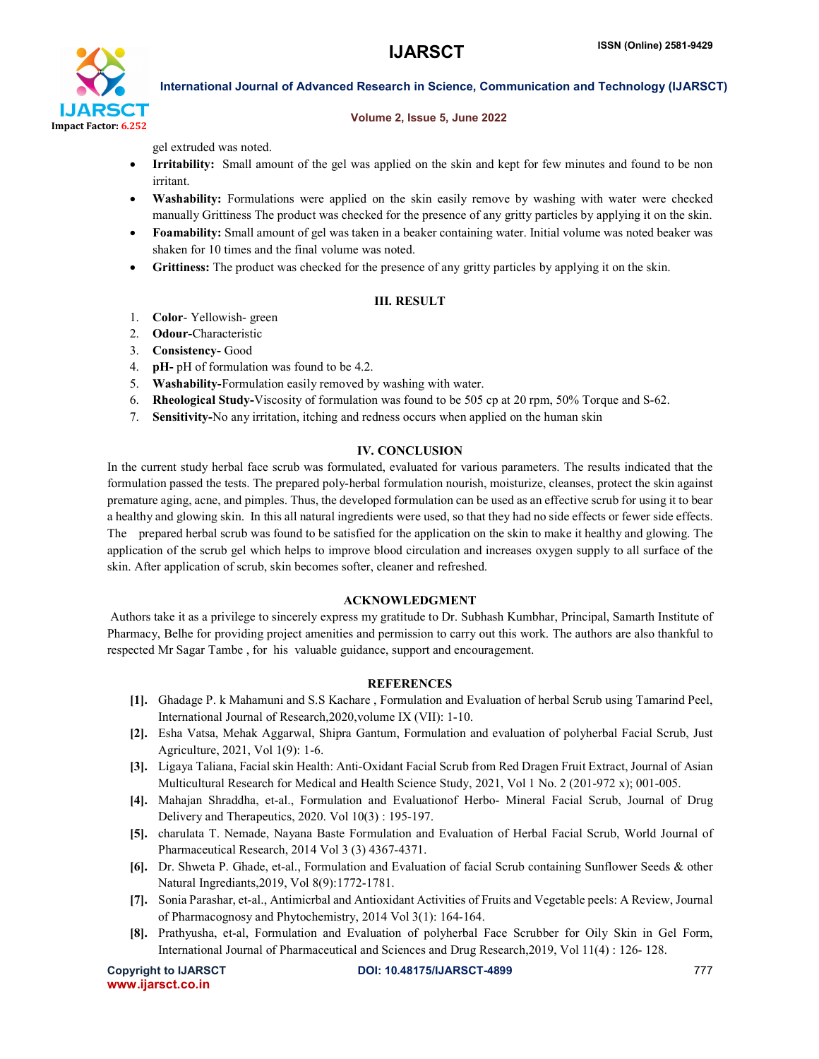gel extruded was noted.

- **Irritability:** Small amount of the gel was applied on the skin and kept for few minutes and found to be non irritant.
- **Washability:** Formulations were applied on the skin easily remove by washing with water were checked manually Grittiness The product was checked for the presence of any gritty particles by applying it on the skin.
- **Foamability:** Small amount of gel was taken in a beaker containing water. Initial volume was noted beaker was shaken for 10 times and the final volume was noted.
- **Grittiness:** The product was checked for the presence of any gritty particles by applying it on the skin.

## III. RESULT

1. **Color**- Yellowish- green
2. **Odour-**Characteristic
3. **Consistency-** Good
4. **pH-** pH of formulation was found to be 4.2.
5. **Washability-**Formulation easily removed by washing with water.
6. **Rheological Study-**Viscosity of formulation was found to be 505 cp at 20 rpm, 50% Torque and S-62.
7. **Sensitivity-**No any irritation, itching and redness occurs when applied on the human skin

## IV. CONCLUSION

In the current study herbal face scrub was formulated, evaluated for various parameters. The results indicated that the formulation passed the tests. The prepared poly-herbal formulation nourish, moisturize, cleanses, protect the skin against premature aging, acne, and pimples. Thus, the developed formulation can be used as an effective scrub for using it to bear a healthy and glowing skin. In this all natural ingredients were used, so that they had no side effects or fewer side effects. The prepared herbal scrub was found to be satisfied for the application on the skin to make it healthy and glowing. The application of the scrub gel which helps to improve blood circulation and increases oxygen supply to all surface of the skin. After application of scrub, skin becomes softer, cleaner and refreshed.

## ACKNOWLEDGMENT

Authors take it as a privilege to sincerely express my gratitude to Dr. Subhash Kumbhar, Principal, Samarth Institute of Pharmacy, Belhe for providing project amenities and permission to carry out this work. The authors are also thankful to respected Mr Sagar Tambe , for his valuable guidance, support and encouragement.

## REFERENCES

**[1].** Ghadage P. k Mahamuni and S.S Kachare , Formulation and Evaluation of herbal Scrub using Tamarind Peel, International Journal of Research,2020,volume IX (VII): 1-10.

**[2].** Esha Vatsa, Mehak Aggarwal, Shipra Gantum, Formulation and evaluation of polyherbal Facial Scrub, Just Agriculture, 2021, Vol 1(9): 1-6.

**[3].** Ligaya Taliana, Facial skin Health: Anti-Oxidant Facial Scrub from Red Dragen Fruit Extract, Journal of Asian Multicultural Research for Medical and Health Science Study, 2021, Vol 1 No. 2 (201-972 x); 001-005.

**[4].** Mahajan Shraddha, et-al., Formulation and Evaluationof Herbo- Mineral Facial Scrub, Journal of Drug Delivery and Therapeutics, 2020. Vol 10(3) : 195-197.

**[5].** charulata T. Nemade, Nayana Baste Formulation and Evaluation of Herbal Facial Scrub, World Journal of Pharmaceutical Research, 2014 Vol 3 (3) 4367-4371.

**[6].** Dr. Shweta P. Ghade, et-al., Formulation and Evaluation of facial Scrub containing Sunflower Seeds & other Natural Ingrediants,2019, Vol 8(9):1772-1781.

**[7].** Sonia Parashar, et-al., Antimicrbal and Antioxidant Activities of Fruits and Vegetable peels: A Review, Journal of Pharmacognosy and Phytochemistry, 2014 Vol 3(1): 164-164.

**[8].** Prathyusha, et-al, Formulation and Evaluation of polyherbal Face Scrubber for Oily Skin in Gel Form, International Journal of Pharmaceutical and Sciences and Drug Research,2019, Vol 11(4) : 126- 128.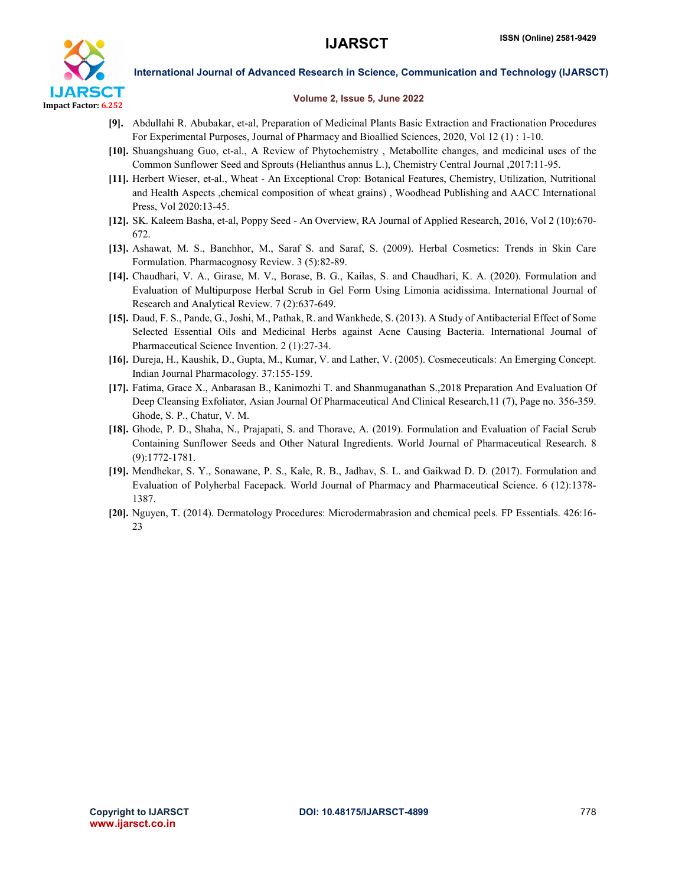- **[9].** Abdullahi R. Abubakar, et-al, Preparation of Medicinal Plants Basic Extraction and Fractionation Procedures For Experimental Purposes, Journal of Pharmacy and Bioallied Sciences, 2020, Vol 12 (1) : 1-10.
- **[10].** Shuangshuang Guo, et-al., A Review of Phytochemistry , Metabollite changes, and medicinal uses of the Common Sunflower Seed and Sprouts (Helianthus annus L.), Chemistry Central Journal ,2017:11-95.
- **[11].** Herbert Wieser, et-al., Wheat - An Exceptional Crop: Botanical Features, Chemistry, Utilization, Nutritional and Health Aspects ,chemical composition of wheat grains) , Woodhead Publishing and AACC International Press, Vol 2020:13-45.
- **[12].** SK. Kaleem Basha, et-al, Poppy Seed - An Overview, RA Journal of Applied Research, 2016, Vol 2 (10):670-672.
- **[13].** Ashawat, M. S., Banchhor, M., Saraf S. and Saraf, S. (2009). Herbal Cosmetics: Trends in Skin Care Formulation. Pharmacognosy Review. 3 (5):82-89.
- **[14].** Chaudhari, V. A., Girase, M. V., Borase, B. G., Kailas, S. and Chaudhari, K. A. (2020). Formulation and Evaluation of Multipurpose Herbal Scrub in Gel Form Using Limonia acidissima. International Journal of Research and Analytical Review. 7 (2):637-649.
- **[15].** Daud, F. S., Pande, G., Joshi, M., Pathak, R. and Wankhede, S. (2013). A Study of Antibacterial Effect of Some Selected Essential Oils and Medicinal Herbs against Acne Causing Bacteria. International Journal of Pharmaceutical Science Invention. 2 (1):27-34.
- **[16].** Dureja, H., Kaushik, D., Gupta, M., Kumar, V. and Lather, V. (2005). Cosmeceuticals: An Emerging Concept. Indian Journal Pharmacology. 37:155-159.
- **[17].** Fatima, Grace X., Anbarasan B., Kanimozhi T. and Shanmuganathan S.,2018 Preparation And Evaluation Of Deep Cleansing Exfoliator, Asian Journal Of Pharmaceutical And Clinical Research,11 (7), Page no. 356-359. Ghode, S. P., Chatur, V. M.
- **[18].** Ghode, P. D., Shaha, N., Prajapati, S. and Thorave, A. (2019). Formulation and Evaluation of Facial Scrub Containing Sunflower Seeds and Other Natural Ingredients. World Journal of Pharmaceutical Research. 8 (9):1772-1781.
- **[19].** Mendhekar, S. Y., Sonawane, P. S., Kale, R. B., Jadhav, S. L. and Gaikwad D. D. (2017). Formulation and Evaluation of Polyherbal Facepack. World Journal of Pharmacy and Pharmaceutical Science. 6 (12):1378-1387.
- **[20].** Nguyen, T. (2014). Dermatology Procedures: Microdermabrasion and chemical peels. FP Essentials. 426:16-23